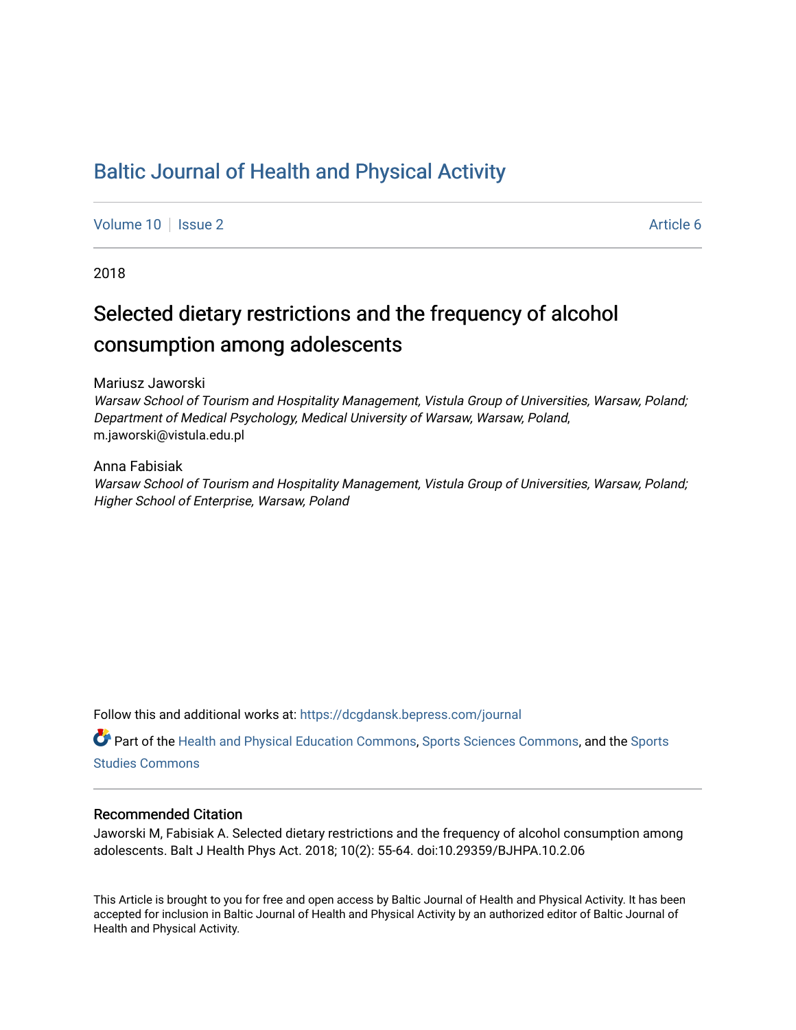# Baltic Journal of Health and Physical Activity

Volume 10 | Issue 2 Article 6

2018

## Selected dietary restrictions and the frequency of alcohol consumption among adolescents

Mariusz Jaworski

*Warsaw School of Tourism and Hospitality Management, Vistula Group of Universities, Warsaw, Poland; Department of Medical Psychology, Medical University of Warsaw, Warsaw, Poland*, m.jaworski@vistula.edu.pl

Anna Fabisiak

*Warsaw School of Tourism and Hospitality Management, Vistula Group of Universities, Warsaw, Poland; Higher School of Enterprise, Warsaw, Poland*

Follow this and additional works at: https://dcgdansk.bepress.com/journal

Part of the Health and Physical Education Commons, Sports Sciences Commons, and the Sports Studies Commons

### Recommended Citation

Jaworski M, Fabisiak A. Selected dietary restrictions and the frequency of alcohol consumption among adolescents. Balt J Health Phys Act. 2018; 10(2): 55-64. doi:10.29359/BJHPA.10.2.06

This Article is brought to you for free and open access by Baltic Journal of Health and Physical Activity. It has been accepted for inclusion in Baltic Journal of Health and Physical Activity by an authorized editor of Baltic Journal of Health and Physical Activity.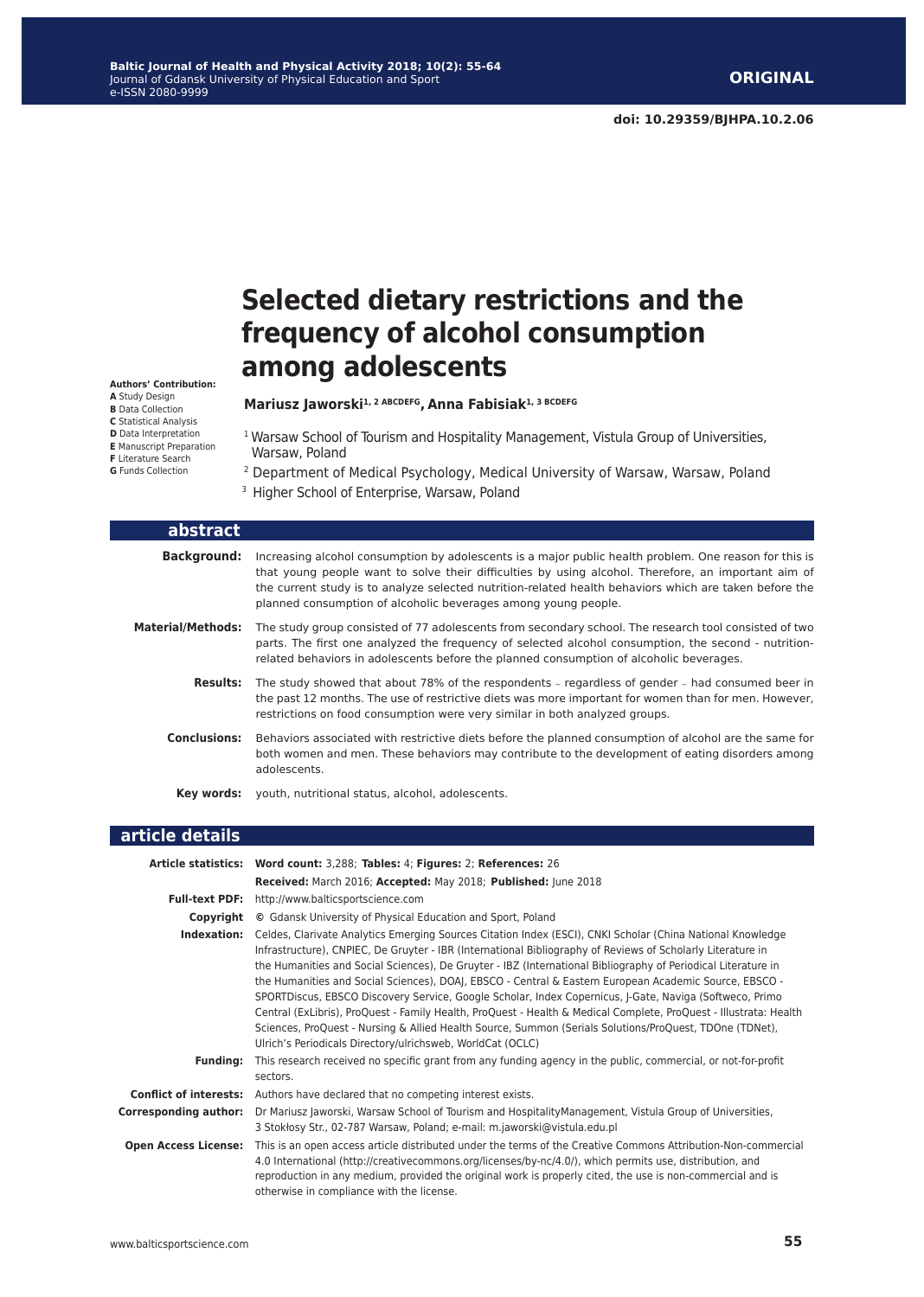# Selected dietary restrictions and the frequency of alcohol consumption among adolescents

**Authors' Contribution:**
**A** Study Design
**B** Data Collection
**C** Statistical Analysis
**D** Data Interpretation
**E** Manuscript Preparation
**F** Literature Search
**G** Funds Collection

**Mariusz Jaworski**[1, 2 ABCDEFG]**, Anna Fabisiak**[1, 3 BCDEFG]

[1] Warsaw School of Tourism and Hospitality Management, Vistula Group of Universities, Warsaw, Poland

[2] Department of Medical Psychology, Medical University of Warsaw, Warsaw, Poland

[3] Higher School of Enterprise, Warsaw, Poland

## abstract

**Background:** Increasing alcohol consumption by adolescents is a major public health problem. One reason for this is that young people want to solve their difficulties by using alcohol. Therefore, an important aim of the current study is to analyze selected nutrition-related health behaviors which are taken before the planned consumption of alcoholic beverages among young people.

**Material/Methods:** The study group consisted of 77 adolescents from secondary school. The research tool consisted of two parts. The first one analyzed the frequency of selected alcohol consumption, the second - nutrition-related behaviors in adolescents before the planned consumption of alcoholic beverages.

**Results:** The study showed that about 78% of the respondents – regardless of gender – had consumed beer in the past 12 months. The use of restrictive diets was more important for women than for men. However, restrictions on food consumption were very similar in both analyzed groups.

**Conclusions:** Behaviors associated with restrictive diets before the planned consumption of alcohol are the same for both women and men. These behaviors may contribute to the development of eating disorders among adolescents.

**Key words:** youth, nutritional status, alcohol, adolescents.

## article details

**Article statistics:** **Word count:** 3,288; **Tables:** 4; **Figures:** 2; **References:** 26
**Received:** March 2016; **Accepted:** May 2018; **Published:** June 2018

**Full-text PDF:** http://www.balticsportscience.com

**Copyright** © Gdansk University of Physical Education and Sport, Poland

**Indexation:** Celdes, Clarivate Analytics Emerging Sources Citation Index (ESCI), CNKI Scholar (China National Knowledge Infrastructure), CNPIEC, De Gruyter - IBR (International Bibliography of Reviews of Scholarly Literature in the Humanities and Social Sciences), De Gruyter - IBZ (International Bibliography of Periodical Literature in the Humanities and Social Sciences), DOAJ, EBSCO - Central & Eastern European Academic Source, EBSCO - SPORTDiscus, EBSCO Discovery Service, Google Scholar, Index Copernicus, J-Gate, Naviga (Softweco, Primo Central (ExLibris), ProQuest - Family Health, ProQuest - Health & Medical Complete, ProQuest - Illustrata: Health Sciences, ProQuest - Nursing & Allied Health Source, Summon (Serials Solutions/ProQuest, TDOne (TDNet), Ulrich's Periodicals Directory/ulrichsweb, WorldCat (OCLC)

**Funding:** This research received no specific grant from any funding agency in the public, commercial, or not-for-profit sectors.

**Conflict of interests:** Authors have declared that no competing interest exists.

**Corresponding author:** Dr Mariusz Jaworski, Warsaw School of Tourism and HospitalityManagement, Vistula Group of Universities, 3 Stokłosy Str., 02-787 Warsaw, Poland; e-mail: m.jaworski@vistula.edu.pl

**Open Access License:** This is an open access article distributed under the terms of the Creative Commons Attribution-Non-commercial 4.0 International (http://creativecommons.org/licenses/by-nc/4.0/), which permits use, distribution, and reproduction in any medium, provided the original work is properly cited, the use is non-commercial and is otherwise in compliance with the license.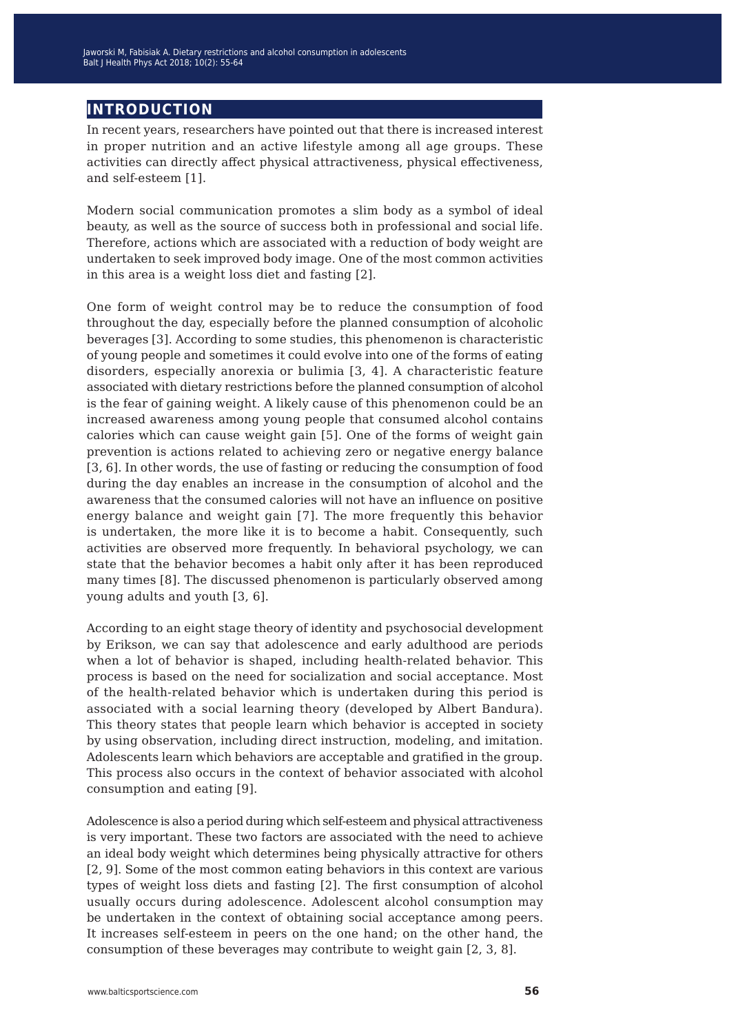## INTRODUCTION

In recent years, researchers have pointed out that there is increased interest in proper nutrition and an active lifestyle among all age groups. These activities can directly affect physical attractiveness, physical effectiveness, and self-esteem [1].

Modern social communication promotes a slim body as a symbol of ideal beauty, as well as the source of success both in professional and social life. Therefore, actions which are associated with a reduction of body weight are undertaken to seek improved body image. One of the most common activities in this area is a weight loss diet and fasting [2].

One form of weight control may be to reduce the consumption of food throughout the day, especially before the planned consumption of alcoholic beverages [3]. According to some studies, this phenomenon is characteristic of young people and sometimes it could evolve into one of the forms of eating disorders, especially anorexia or bulimia [3, 4]. A characteristic feature associated with dietary restrictions before the planned consumption of alcohol is the fear of gaining weight. A likely cause of this phenomenon could be an increased awareness among young people that consumed alcohol contains calories which can cause weight gain [5]. One of the forms of weight gain prevention is actions related to achieving zero or negative energy balance [3, 6]. In other words, the use of fasting or reducing the consumption of food during the day enables an increase in the consumption of alcohol and the awareness that the consumed calories will not have an influence on positive energy balance and weight gain [7]. The more frequently this behavior is undertaken, the more like it is to become a habit. Consequently, such activities are observed more frequently. In behavioral psychology, we can state that the behavior becomes a habit only after it has been reproduced many times [8]. The discussed phenomenon is particularly observed among young adults and youth [3, 6].

According to an eight stage theory of identity and psychosocial development by Erikson, we can say that adolescence and early adulthood are periods when a lot of behavior is shaped, including health-related behavior. This process is based on the need for socialization and social acceptance. Most of the health-related behavior which is undertaken during this period is associated with a social learning theory (developed by Albert Bandura). This theory states that people learn which behavior is accepted in society by using observation, including direct instruction, modeling, and imitation. Adolescents learn which behaviors are acceptable and gratified in the group. This process also occurs in the context of behavior associated with alcohol consumption and eating [9].

Adolescence is also a period during which self-esteem and physical attractiveness is very important. These two factors are associated with the need to achieve an ideal body weight which determines being physically attractive for others [2, 9]. Some of the most common eating behaviors in this context are various types of weight loss diets and fasting [2]. The first consumption of alcohol usually occurs during adolescence. Adolescent alcohol consumption may be undertaken in the context of obtaining social acceptance among peers. It increases self-esteem in peers on the one hand; on the other hand, the consumption of these beverages may contribute to weight gain [2, 3, 8].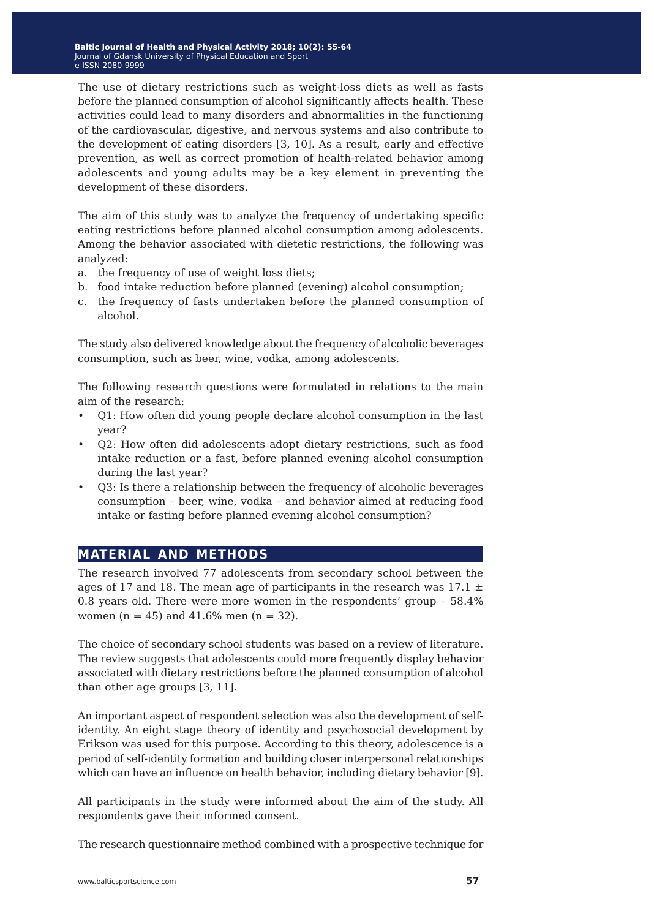The use of dietary restrictions such as weight-loss diets as well as fasts before the planned consumption of alcohol significantly affects health. These activities could lead to many disorders and abnormalities in the functioning of the cardiovascular, digestive, and nervous systems and also contribute to the development of eating disorders [3, 10]. As a result, early and effective prevention, as well as correct promotion of health-related behavior among adolescents and young adults may be a key element in preventing the development of these disorders.

The aim of this study was to analyze the frequency of undertaking specific eating restrictions before planned alcohol consumption among adolescents. Among the behavior associated with dietetic restrictions, the following was analyzed:

a. the frequency of use of weight loss diets;
b. food intake reduction before planned (evening) alcohol consumption;
c. the frequency of fasts undertaken before the planned consumption of alcohol.

The study also delivered knowledge about the frequency of alcoholic beverages consumption, such as beer, wine, vodka, among adolescents.

The following research questions were formulated in relations to the main aim of the research:

- Q1: How often did young people declare alcohol consumption in the last year?
- Q2: How often did adolescents adopt dietary restrictions, such as food intake reduction or a fast, before planned evening alcohol consumption during the last year?
- Q3: Is there a relationship between the frequency of alcoholic beverages consumption – beer, wine, vodka – and behavior aimed at reducing food intake or fasting before planned evening alcohol consumption?

## MATERIAL AND METHODS

The research involved 77 adolescents from secondary school between the ages of 17 and 18. The mean age of participants in the research was 17.1 ± 0.8 years old. There were more women in the respondents' group – 58.4% women (n = 45) and 41.6% men (n = 32).

The choice of secondary school students was based on a review of literature. The review suggests that adolescents could more frequently display behavior associated with dietary restrictions before the planned consumption of alcohol than other age groups [3, 11].

An important aspect of respondent selection was also the development of self-identity. An eight stage theory of identity and psychosocial development by Erikson was used for this purpose. According to this theory, adolescence is a period of self-identity formation and building closer interpersonal relationships which can have an influence on health behavior, including dietary behavior [9].

All participants in the study were informed about the aim of the study. All respondents gave their informed consent.

The research questionnaire method combined with a prospective technique for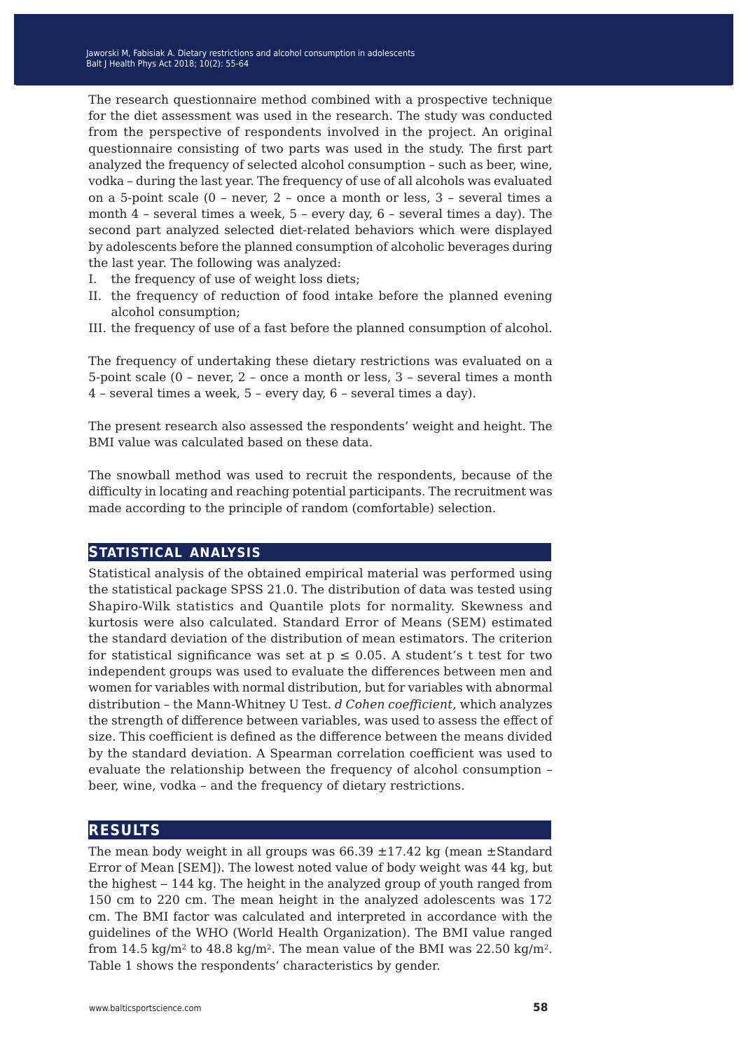The research questionnaire method combined with a prospective technique for the diet assessment was used in the research. The study was conducted from the perspective of respondents involved in the project. An original questionnaire consisting of two parts was used in the study. The first part analyzed the frequency of selected alcohol consumption – such as beer, wine, vodka – during the last year. The frequency of use of all alcohols was evaluated on a 5-point scale (0 – never, 2 – once a month or less, 3 – several times a month 4 – several times a week, 5 – every day, 6 – several times a day). The second part analyzed selected diet-related behaviors which were displayed by adolescents before the planned consumption of alcoholic beverages during the last year. The following was analyzed:

I. the frequency of use of weight loss diets;
II. the frequency of reduction of food intake before the planned evening alcohol consumption;
III. the frequency of use of a fast before the planned consumption of alcohol.

The frequency of undertaking these dietary restrictions was evaluated on a 5-point scale (0 – never, 2 – once a month or less, 3 – several times a month 4 – several times a week, 5 – every day, 6 – several times a day).

The present research also assessed the respondents' weight and height. The BMI value was calculated based on these data.

The snowball method was used to recruit the respondents, because of the difficulty in locating and reaching potential participants. The recruitment was made according to the principle of random (comfortable) selection.

## Statistical analysis

Statistical analysis of the obtained empirical material was performed using the statistical package SPSS 21.0. The distribution of data was tested using Shapiro-Wilk statistics and Quantile plots for normality. Skewness and kurtosis were also calculated. Standard Error of Means (SEM) estimated the standard deviation of the distribution of mean estimators. The criterion for statistical significance was set at $p \leq 0.05$. A student's t test for two independent groups was used to evaluate the differences between men and women for variables with normal distribution, but for variables with abnormal distribution – the Mann-Whitney U Test. *d Cohen coefficient*, which analyzes the strength of difference between variables, was used to assess the effect of size. This coefficient is defined as the difference between the means divided by the standard deviation. A Spearman correlation coefficient was used to evaluate the relationship between the frequency of alcohol consumption – beer, wine, vodka – and the frequency of dietary restrictions.

## Results

The mean body weight in all groups was 66.39 ±17.42 kg (mean ±Standard Error of Mean [SEM]). The lowest noted value of body weight was 44 kg, but the highest – 144 kg. The height in the analyzed group of youth ranged from 150 cm to 220 cm. The mean height in the analyzed adolescents was 172 cm. The BMI factor was calculated and interpreted in accordance with the guidelines of the WHO (World Health Organization). The BMI value ranged from 14.5 kg/m$^2$ to 48.8 kg/m$^2$. The mean value of the BMI was 22.50 kg/m$^2$. Table 1 shows the respondents' characteristics by gender.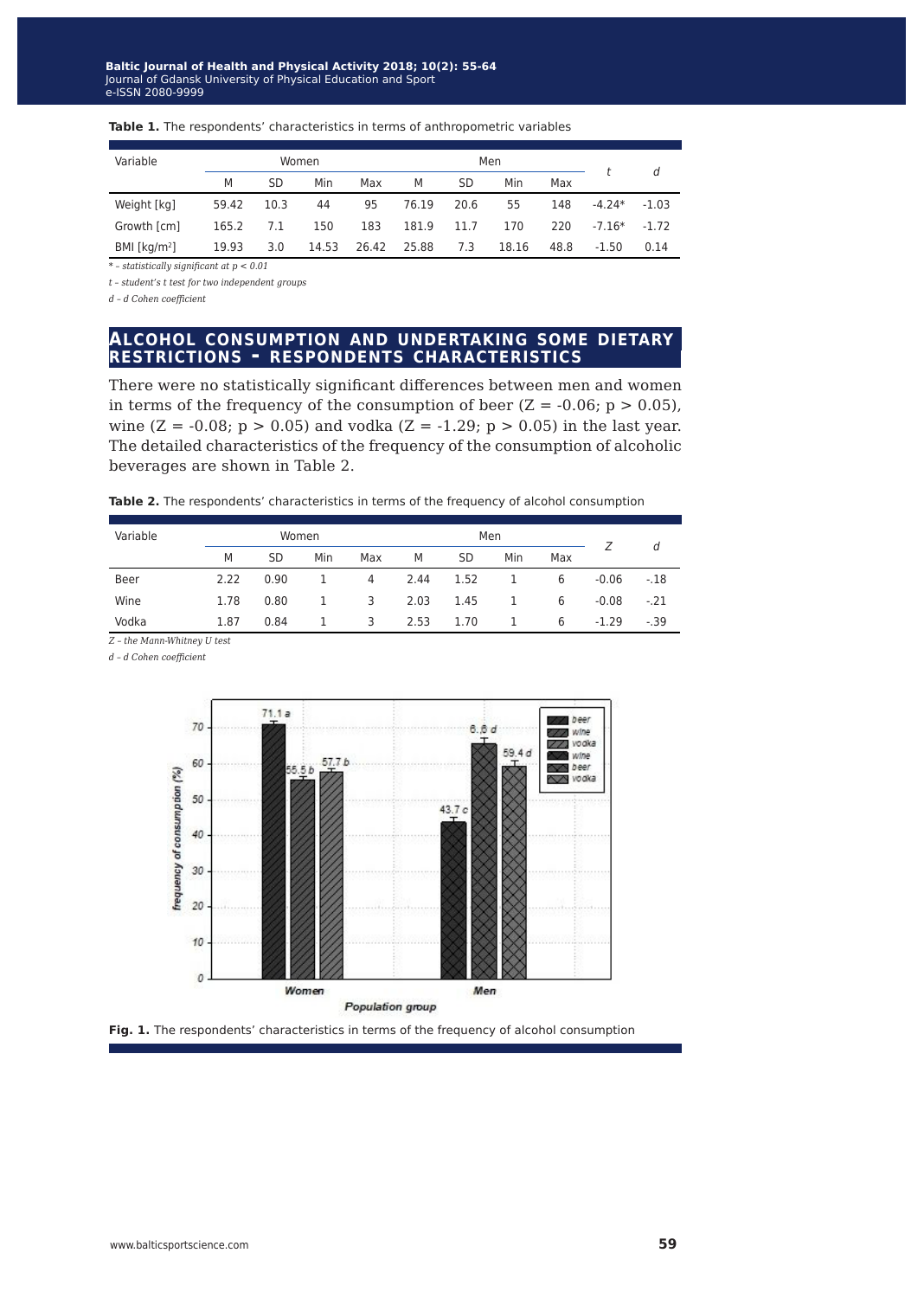**Table 1.** The respondents' characteristics in terms of anthropometric variables

| Variable | Women | | | | Men | | | | *t* | *d* |
|---|---|---|---|---|---|---|---|---|---|---|
| | M | SD | Min | Max | M | SD | Min | Max | | |
| Weight [kg] | 59.42 | 10.3 | 44 | 95 | 76.19 | 20.6 | 55 | 148 | -4.24* | -1.03 |
| Growth [cm] | 165.2 | 7.1 | 150 | 183 | 181.9 | 11.7 | 170 | 220 | -7.16* | -1.72 |
| BMI [kg/m$^2$] | 19.93 | 3.0 | 14.53 | 26.42 | 25.88 | 7.3 | 18.16 | 48.8 | -1.50 | 0.14 |

*\* – statistically significant at p < 0.01*

*t – student's t test for two independent groups*

*d – d Cohen coefficient*

## ALCOHOL CONSUMPTION AND UNDERTAKING SOME DIETARY RESTRICTIONS – RESPONDENTS CHARACTERISTICS

There were no statistically significant differences between men and women in terms of the frequency of the consumption of beer ($Z = -0.06$; $p > 0.05$), wine ($Z = -0.08$; $p > 0.05$) and vodka ($Z = -1.29$; $p > 0.05$) in the last year. The detailed characteristics of the frequency of the consumption of alcoholic beverages are shown in Table 2.

**Table 2.** The respondents' characteristics in terms of the frequency of alcohol consumption

| Variable | Women | | | | Men | | | | *Z* | *d* |
|---|---|---|---|---|---|---|---|---|---|---|
| | M | SD | Min | Max | M | SD | Min | Max | | |
| Beer | 2.22 | 0.90 | 1 | 4 | 2.44 | 1.52 | 1 | 6 | -0.06 | -.18 |
| Wine | 1.78 | 0.80 | 1 | 3 | 2.03 | 1.45 | 1 | 6 | -0.08 | -.21 |
| Vodka | 1.87 | 0.84 | 1 | 3 | 2.53 | 1.70 | 1 | 6 | -1.29 | -.39 |

*Z – the Mann-Whitney U test*

*d – d Cohen coefficient*

**Fig. 1.** The respondents' characteristics in terms of the frequency of alcohol consumption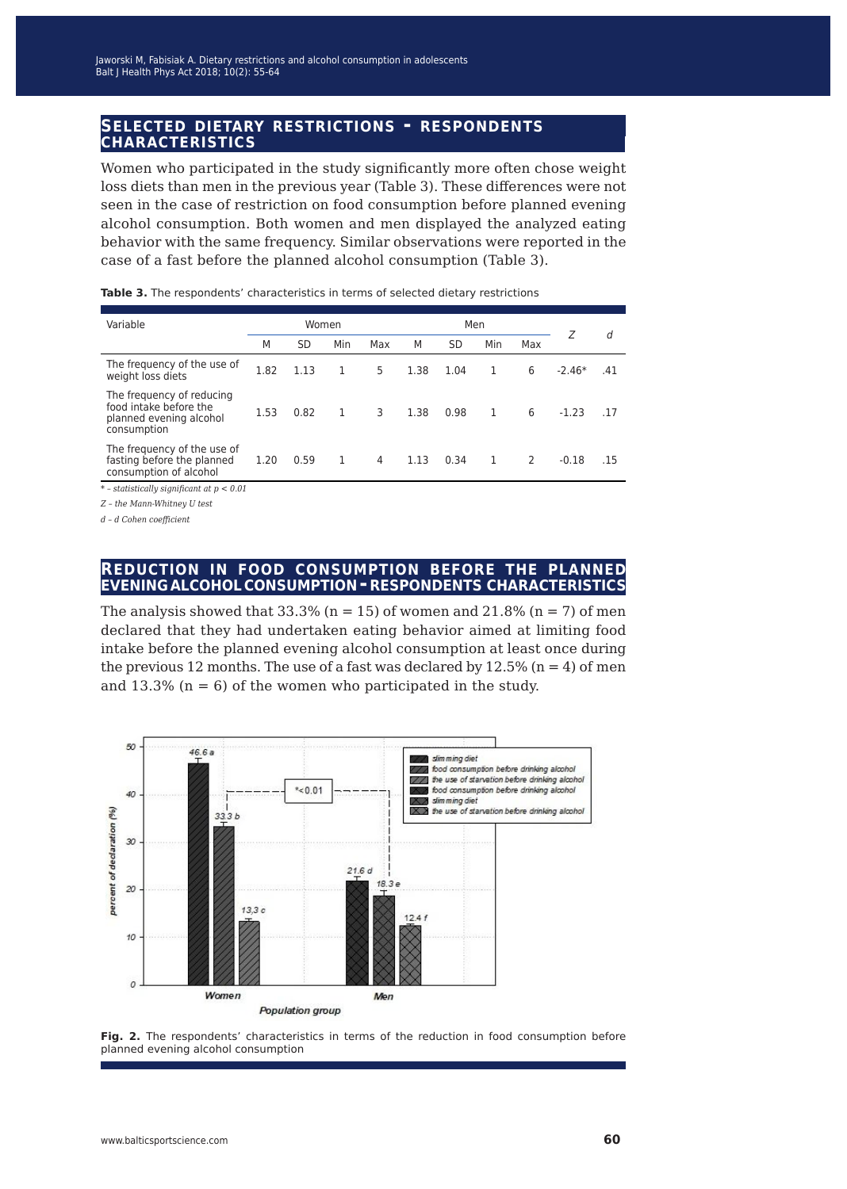## SELECTED DIETARY RESTRICTIONS - RESPONDENTS CHARACTERISTICS

Women who participated in the study significantly more often chose weight loss diets than men in the previous year (Table 3). These differences were not seen in the case of restriction on food consumption before planned evening alcohol consumption. Both women and men displayed the analyzed eating behavior with the same frequency. Similar observations were reported in the case of a fast before the planned alcohol consumption (Table 3).

**Table 3.** The respondents' characteristics in terms of selected dietary restrictions

| Variable | Women | | | | Men | | | | Z | d |
|---|---|---|---|---|---|---|---|---|---|---|
| | M | SD | Min | Max | M | SD | Min | Max | | |
| The frequency of the use of weight loss diets | 1.82 | 1.13 | 1 | 5 | 1.38 | 1.04 | 1 | 6 | -2.46* | .41 |
| The frequency of reducing food intake before the planned evening alcohol consumption | 1.53 | 0.82 | 1 | 3 | 1.38 | 0.98 | 1 | 6 | -1.23 | .17 |
| The frequency of the use of fasting before the planned consumption of alcohol | 1.20 | 0.59 | 1 | 4 | 1.13 | 0.34 | 1 | 2 | -0.18 | .15 |

*\* – statistically significant at $p < 0.01$*

*Z – the Mann-Whitney U test*

*d – d Cohen coefficient*

## REDUCTION IN FOOD CONSUMPTION BEFORE THE PLANNED EVENING ALCOHOL CONSUMPTION - RESPONDENTS CHARACTERISTICS

The analysis showed that 33.3% (n = 15) of women and 21.8% (n = 7) of men declared that they had undertaken eating behavior aimed at limiting food intake before the planned evening alcohol consumption at least once during the previous 12 months. The use of a fast was declared by 12.5% (n = 4) of men and 13.3% (n = 6) of the women who participated in the study.

**Fig. 2.** The respondents' characteristics in terms of the reduction in food consumption before planned evening alcohol consumption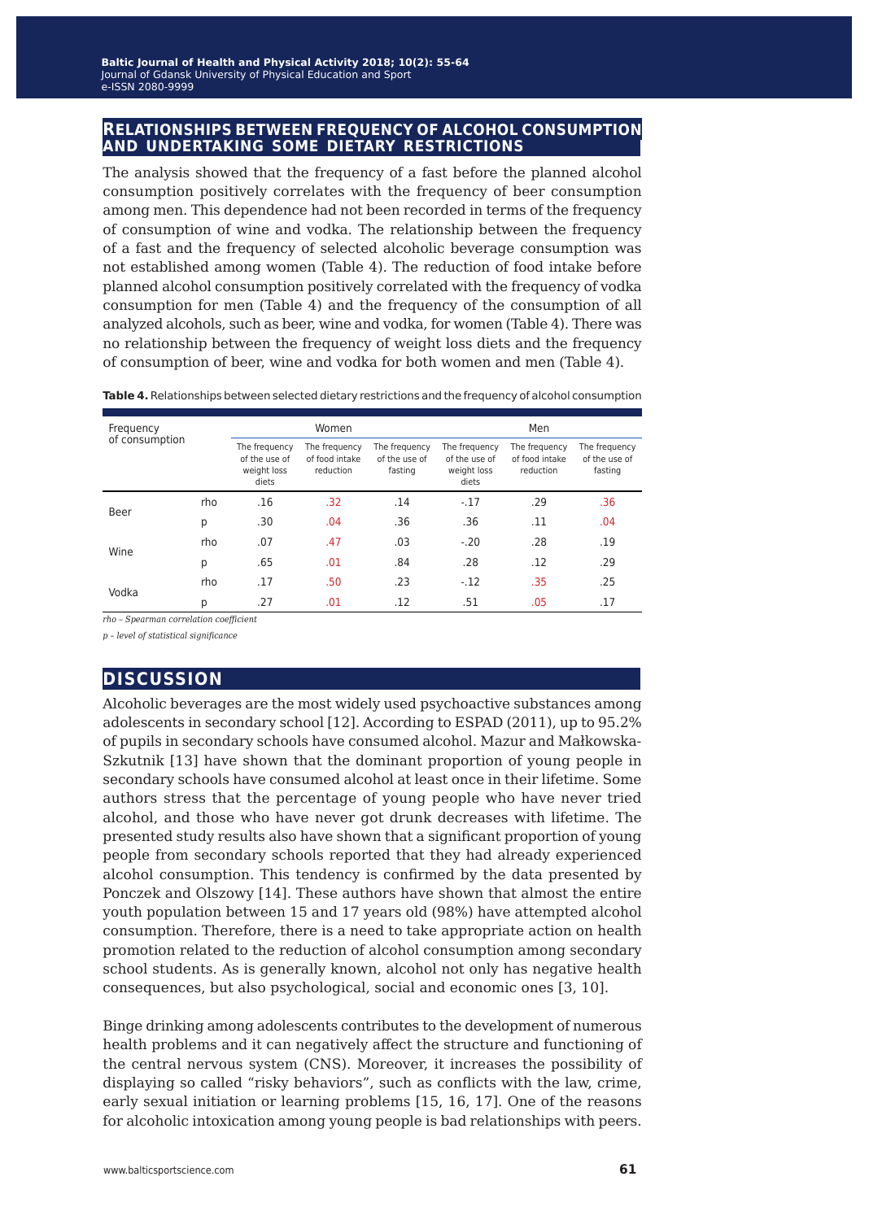## Relationships between frequency of alcohol consumption and undertaking some dietary restrictions

The analysis showed that the frequency of a fast before the planned alcohol consumption positively correlates with the frequency of beer consumption among men. This dependence had not been recorded in terms of the frequency of consumption of wine and vodka. The relationship between the frequency of a fast and the frequency of selected alcoholic beverage consumption was not established among women (Table 4). The reduction of food intake before planned alcohol consumption positively correlated with the frequency of vodka consumption for men (Table 4) and the frequency of the consumption of all analyzed alcohols, such as beer, wine and vodka, for women (Table 4). There was no relationship between the frequency of weight loss diets and the frequency of consumption of beer, wine and vodka for both women and men (Table 4).

**Table 4.** Relationships between selected dietary restrictions and the frequency of alcohol consumption

| Frequency of consumption | | Women | | | Men | | |
|---|---|---|---|---|---|---|---|
| | | The frequency of the use of weight loss diets | The frequency of food intake reduction | The frequency of the use of fasting | The frequency of the use of weight loss diets | The frequency of food intake reduction | The frequency of the use of fasting |
| Beer | rho | .16 | .32 | .14 | -.17 | .29 | .36 |
| | p | .30 | .04 | .36 | .36 | .11 | .04 |
| Wine | rho | .07 | .47 | .03 | -.20 | .28 | .19 |
| | p | .65 | .01 | .84 | .28 | .12 | .29 |
| Vodka | rho | .17 | .50 | .23 | -.12 | .35 | .25 |
| | p | .27 | .01 | .12 | .51 | .05 | .17 |

*rho – Spearman correlation coefficient*

*p – level of statistical significance*

## Discussion

Alcoholic beverages are the most widely used psychoactive substances among adolescents in secondary school [12]. According to ESPAD (2011), up to 95.2% of pupils in secondary schools have consumed alcohol. Mazur and Małkowska-Szkutnik [13] have shown that the dominant proportion of young people in secondary schools have consumed alcohol at least once in their lifetime. Some authors stress that the percentage of young people who have never tried alcohol, and those who have never got drunk decreases with lifetime. The presented study results also have shown that a significant proportion of young people from secondary schools reported that they had already experienced alcohol consumption. This tendency is confirmed by the data presented by Ponczek and Olszowy [14]. These authors have shown that almost the entire youth population between 15 and 17 years old (98%) have attempted alcohol consumption. Therefore, there is a need to take appropriate action on health promotion related to the reduction of alcohol consumption among secondary school students. As is generally known, alcohol not only has negative health consequences, but also psychological, social and economic ones [3, 10].

Binge drinking among adolescents contributes to the development of numerous health problems and it can negatively affect the structure and functioning of the central nervous system (CNS). Moreover, it increases the possibility of displaying so called "risky behaviors", such as conflicts with the law, crime, early sexual initiation or learning problems [15, 16, 17]. One of the reasons for alcoholic intoxication among young people is bad relationships with peers.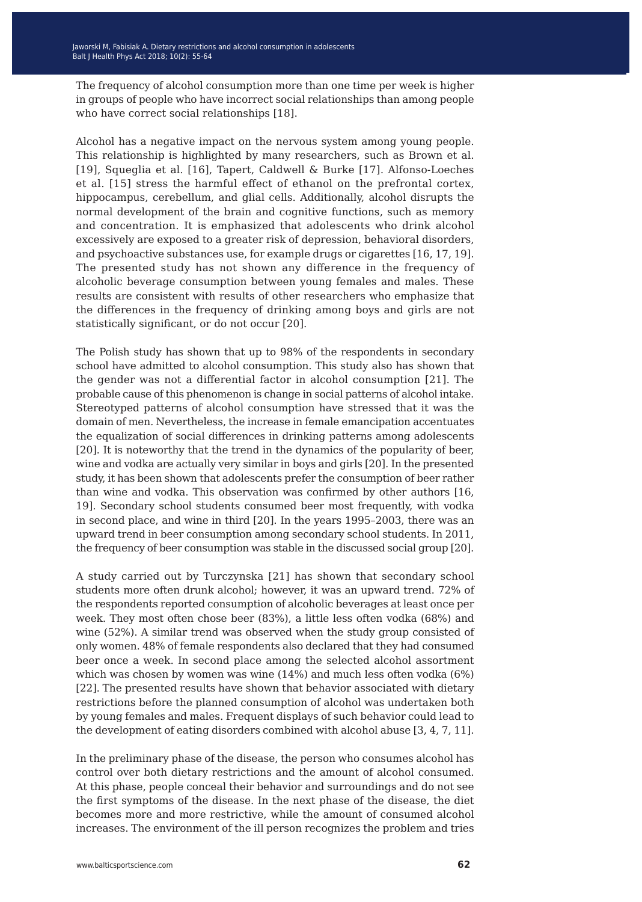The frequency of alcohol consumption more than one time per week is higher in groups of people who have incorrect social relationships than among people who have correct social relationships [18].

Alcohol has a negative impact on the nervous system among young people. This relationship is highlighted by many researchers, such as Brown et al. [19], Squeglia et al. [16], Tapert, Caldwell & Burke [17]. Alfonso-Loeches et al. [15] stress the harmful effect of ethanol on the prefrontal cortex, hippocampus, cerebellum, and glial cells. Additionally, alcohol disrupts the normal development of the brain and cognitive functions, such as memory and concentration. It is emphasized that adolescents who drink alcohol excessively are exposed to a greater risk of depression, behavioral disorders, and psychoactive substances use, for example drugs or cigarettes [16, 17, 19]. The presented study has not shown any difference in the frequency of alcoholic beverage consumption between young females and males. These results are consistent with results of other researchers who emphasize that the differences in the frequency of drinking among boys and girls are not statistically significant, or do not occur [20].

The Polish study has shown that up to 98% of the respondents in secondary school have admitted to alcohol consumption. This study also has shown that the gender was not a differential factor in alcohol consumption [21]. The probable cause of this phenomenon is change in social patterns of alcohol intake. Stereotyped patterns of alcohol consumption have stressed that it was the domain of men. Nevertheless, the increase in female emancipation accentuates the equalization of social differences in drinking patterns among adolescents [20]. It is noteworthy that the trend in the dynamics of the popularity of beer, wine and vodka are actually very similar in boys and girls [20]. In the presented study, it has been shown that adolescents prefer the consumption of beer rather than wine and vodka. This observation was confirmed by other authors [16, 19]. Secondary school students consumed beer most frequently, with vodka in second place, and wine in third [20]. In the years 1995–2003, there was an upward trend in beer consumption among secondary school students. In 2011, the frequency of beer consumption was stable in the discussed social group [20].

A study carried out by Turczynska [21] has shown that secondary school students more often drunk alcohol; however, it was an upward trend. 72% of the respondents reported consumption of alcoholic beverages at least once per week. They most often chose beer (83%), a little less often vodka (68%) and wine (52%). A similar trend was observed when the study group consisted of only women. 48% of female respondents also declared that they had consumed beer once a week. In second place among the selected alcohol assortment which was chosen by women was wine (14%) and much less often vodka (6%) [22]. The presented results have shown that behavior associated with dietary restrictions before the planned consumption of alcohol was undertaken both by young females and males. Frequent displays of such behavior could lead to the development of eating disorders combined with alcohol abuse [3, 4, 7, 11].

In the preliminary phase of the disease, the person who consumes alcohol has control over both dietary restrictions and the amount of alcohol consumed. At this phase, people conceal their behavior and surroundings and do not see the first symptoms of the disease. In the next phase of the disease, the diet becomes more and more restrictive, while the amount of consumed alcohol increases. The environment of the ill person recognizes the problem and tries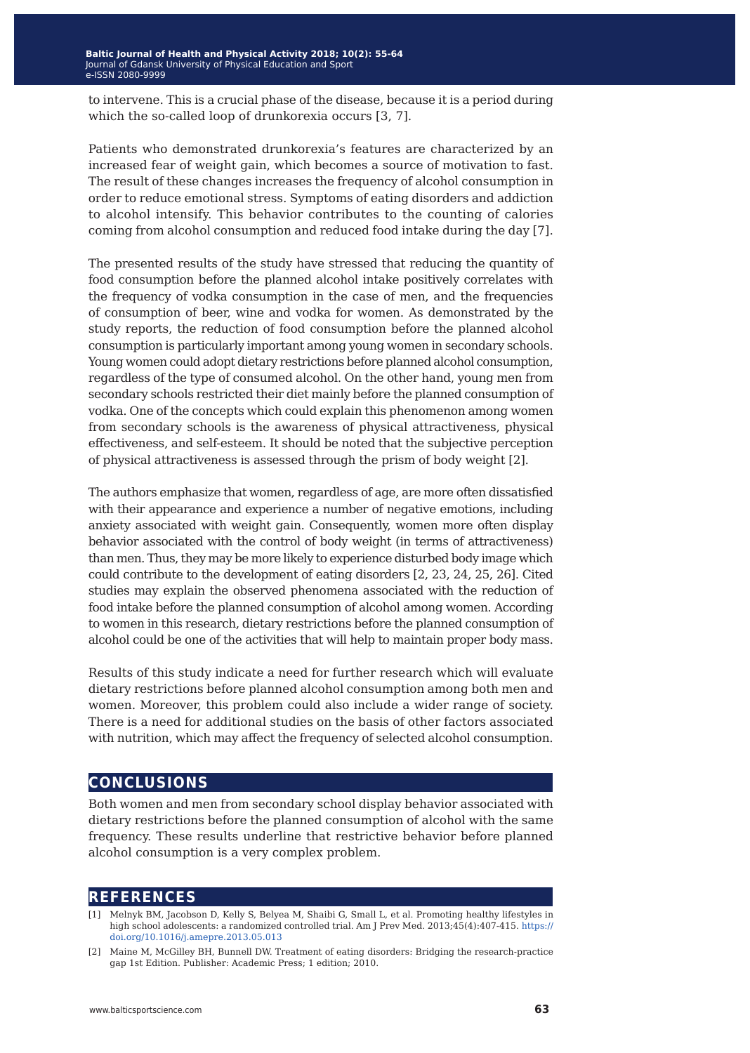to intervene. This is a crucial phase of the disease, because it is a period during which the so-called loop of drunkorexia occurs [3, 7].

Patients who demonstrated drunkorexia's features are characterized by an increased fear of weight gain, which becomes a source of motivation to fast. The result of these changes increases the frequency of alcohol consumption in order to reduce emotional stress. Symptoms of eating disorders and addiction to alcohol intensify. This behavior contributes to the counting of calories coming from alcohol consumption and reduced food intake during the day [7].

The presented results of the study have stressed that reducing the quantity of food consumption before the planned alcohol intake positively correlates with the frequency of vodka consumption in the case of men, and the frequencies of consumption of beer, wine and vodka for women. As demonstrated by the study reports, the reduction of food consumption before the planned alcohol consumption is particularly important among young women in secondary schools. Young women could adopt dietary restrictions before planned alcohol consumption, regardless of the type of consumed alcohol. On the other hand, young men from secondary schools restricted their diet mainly before the planned consumption of vodka. One of the concepts which could explain this phenomenon among women from secondary schools is the awareness of physical attractiveness, physical effectiveness, and self-esteem. It should be noted that the subjective perception of physical attractiveness is assessed through the prism of body weight [2].

The authors emphasize that women, regardless of age, are more often dissatisfied with their appearance and experience a number of negative emotions, including anxiety associated with weight gain. Consequently, women more often display behavior associated with the control of body weight (in terms of attractiveness) than men. Thus, they may be more likely to experience disturbed body image which could contribute to the development of eating disorders [2, 23, 24, 25, 26]. Cited studies may explain the observed phenomena associated with the reduction of food intake before the planned consumption of alcohol among women. According to women in this research, dietary restrictions before the planned consumption of alcohol could be one of the activities that will help to maintain proper body mass.

Results of this study indicate a need for further research which will evaluate dietary restrictions before planned alcohol consumption among both men and women. Moreover, this problem could also include a wider range of society. There is a need for additional studies on the basis of other factors associated with nutrition, which may affect the frequency of selected alcohol consumption.

## CONCLUSIONS

Both women and men from secondary school display behavior associated with dietary restrictions before the planned consumption of alcohol with the same frequency. These results underline that restrictive behavior before planned alcohol consumption is a very complex problem.

## REFERENCES

[1] Melnyk BM, Jacobson D, Kelly S, Belyea M, Shaibi G, Small L, et al. Promoting healthy lifestyles in high school adolescents: a randomized controlled trial. Am J Prev Med. 2013;45(4):407-415. https://doi.org/10.1016/j.amepre.2013.05.013

[2] Maine M, McGilley BH, Bunnell DW. Treatment of eating disorders: Bridging the research-practice gap 1st Edition. Publisher: Academic Press; 1 edition; 2010.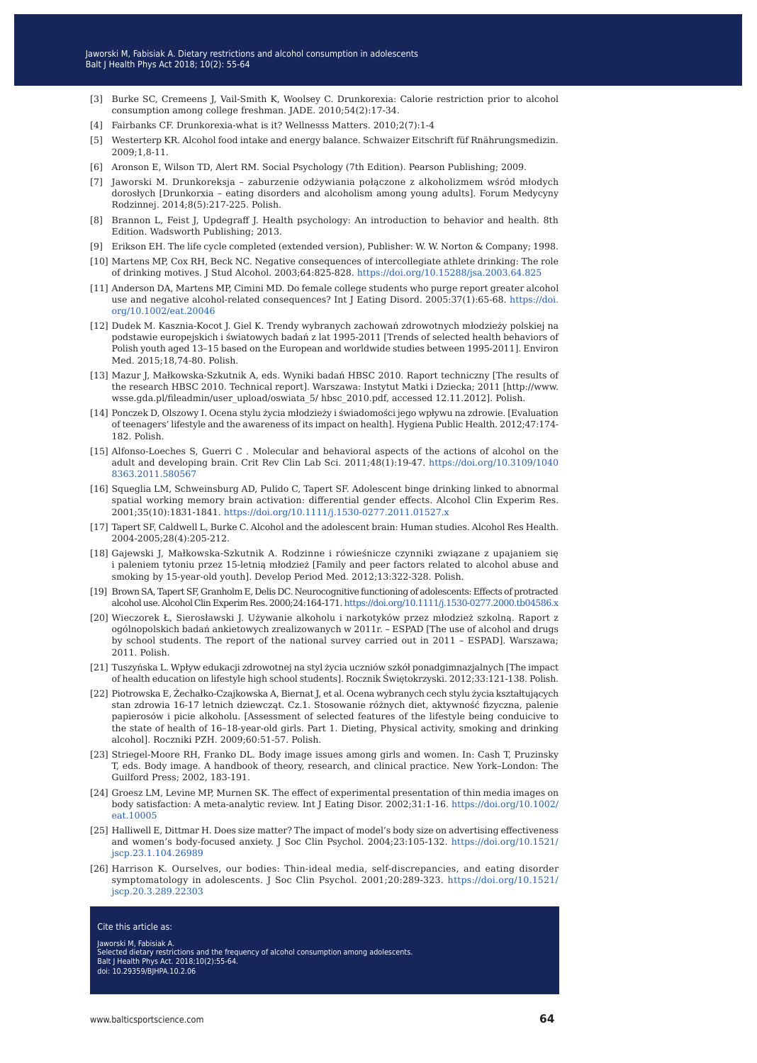[3] Burke SC, Cremeens J, Vail-Smith K, Woolsey C. Drunkorexia: Calorie restriction prior to alcohol consumption among college freshman. JADE. 2010;54(2):17-34.

[4] Fairbanks CF. Drunkorexia-what is it? Wellnesss Matters. 2010;2(7):1-4

[5] Westerterp KR. Alcohol food intake and energy balance. Schwaizer Eitschrift füf Rnährungsmedizin. 2009;1,8-11.

[6] Aronson E, Wilson TD, Alert RM. Social Psychology (7th Edition). Pearson Publishing; 2009.

[7] Jaworski M. Drunkoreksja – zaburzenie odżywiania połączone z alkoholizmem wśród młodych dorosłych [Drunkorxia – eating disorders and alcoholism among young adults]. Forum Medycyny Rodzinnej. 2014;8(5):217-225. Polish.

[8] Brannon L, Feist J, Updegraff J. Health psychology: An introduction to behavior and health. 8th Edition. Wadsworth Publishing; 2013.

[9] Erikson EH. The life cycle completed (extended version), Publisher: W. W. Norton & Company; 1998.

[10] Martens MP, Cox RH, Beck NC. Negative consequences of intercollegiate athlete drinking: The role of drinking motives. J Stud Alcohol. 2003;64:825-828. https://doi.org/10.15288/jsa.2003.64.825

[11] Anderson DA, Martens MP, Cimini MD. Do female college students who purge report greater alcohol use and negative alcohol-related consequences? Int J Eating Disord. 2005:37(1):65-68. https://doi.org/10.1002/eat.20046

[12] Dudek M. Kasznia-Kocot J. Giel K. Trendy wybranych zachowań zdrowotnych młodzieży polskiej na podstawie europejskich i światowych badań z lat 1995-2011 [Trends of selected health behaviors of Polish youth aged 13–15 based on the European and worldwide studies between 1995-2011]. Environ Med. 2015;18,74-80. Polish.

[13] Mazur J, Małkowska-Szkutnik A, eds. Wyniki badań HBSC 2010. Raport techniczny [The results of the research HBSC 2010. Technical report]. Warszawa: Instytut Matki i Dziecka; 2011 [http://www.wsse.gda.pl/fileadmin/user_upload/oswiata_5/ hbsc_2010.pdf, accessed 12.11.2012]. Polish.

[14] Ponczek D, Olszowy I. Ocena stylu życia młodzieży i świadomości jego wpływu na zdrowie. [Evaluation of teenagers' lifestyle and the awareness of its impact on health]. Hygiena Public Health. 2012;47:174-182. Polish.

[15] Alfonso-Loeches S, Guerri C . Molecular and behavioral aspects of the actions of alcohol on the adult and developing brain. Crit Rev Clin Lab Sci. 2011;48(1):19-47. https://doi.org/10.3109/10408363.2011.580567

[16] Squeglia LM, Schweinsburg AD, Pulido C, Tapert SF. Adolescent binge drinking linked to abnormal spatial working memory brain activation: differential gender effects. Alcohol Clin Experim Res. 2001;35(10):1831-1841. https://doi.org/10.1111/j.1530-0277.2011.01527.x

[17] Tapert SF, Caldwell L, Burke C. Alcohol and the adolescent brain: Human studies. Alcohol Res Health. 2004-2005;28(4):205-212.

[18] Gajewski J, Małkowska-Szkutnik A. Rodzinne i rówieśnicze czynniki związane z upajaniem się i paleniem tytoniu przez 15-letnią młodzież [Family and peer factors related to alcohol abuse and smoking by 15-year-old youth]. Develop Period Med. 2012;13:322-328. Polish.

[19] Brown SA, Tapert SF, Granholm E, Delis DC. Neurocognitive functioning of adolescents: Effects of protracted alcohol use. Alcohol Clin Experim Res. 2000;24:164-171. https://doi.org/10.1111/j.1530-0277.2000.tb04586.x

[20] Wieczorek Ł, Sierosławski J. Używanie alkoholu i narkotyków przez młodzież szkolną. Raport z ogólnopolskich badań ankietowych zrealizowanych w 2011r. – ESPAD [The use of alcohol and drugs by school students. The report of the national survey carried out in 2011 – ESPAD]. Warszawa; 2011. Polish.

[21] Tuszyńska L. Wpływ edukacji zdrowotnej na styl życia uczniów szkół ponadgimnazjalnych [The impact of health education on lifestyle high school students]. Rocznik Świętokrzyski. 2012;33:121-138. Polish.

[22] Piotrowska E, Żechałko-Czajkowska A, Biernat J, et al. Ocena wybranych cech stylu życia kształtujących stan zdrowia 16-17 letnich dziewcząt. Cz.1. Stosowanie różnych diet, aktywność fizyczna, palenie papierosów i picie alkoholu. [Assessment of selected features of the lifestyle being conduicive to the state of health of 16–18-year-old girls. Part 1. Dieting, Physical activity, smoking and drinking alcohol]. Roczniki PZH. 2009;60:51-57. Polish.

[23] Striegel-Moore RH, Franko DL. Body image issues among girls and women. In: Cash T, Pruzinsky T, eds. Body image. A handbook of theory, research, and clinical practice. New York–London: The Guilford Press; 2002, 183-191.

[24] Groesz LM, Levine MP, Murnen SK. The effect of experimental presentation of thin media images on body satisfaction: A meta-analytic review. Int J Eating Disor. 2002;31:1-16. https://doi.org/10.1002/eat.10005

[25] Halliwell E, Dittmar H. Does size matter? The impact of model's body size on advertising effectiveness and women's body-focused anxiety. J Soc Clin Psychol. 2004;23:105-132. https://doi.org/10.1521/jscp.23.1.104.26989

[26] Harrison K. Ourselves, our bodies: Thin-ideal media, self-discrepancies, and eating disorder symptomatology in adolescents. J Soc Clin Psychol. 2001;20:289-323. https://doi.org/10.1521/jscp.20.3.289.22303

Cite this article as:

Jaworski M, Fabisiak A.
Selected dietary restrictions and the frequency of alcohol consumption among adolescents.
Balt J Health Phys Act. 2018;10(2):55-64.
doi: 10.29359/BJHPA.10.2.06